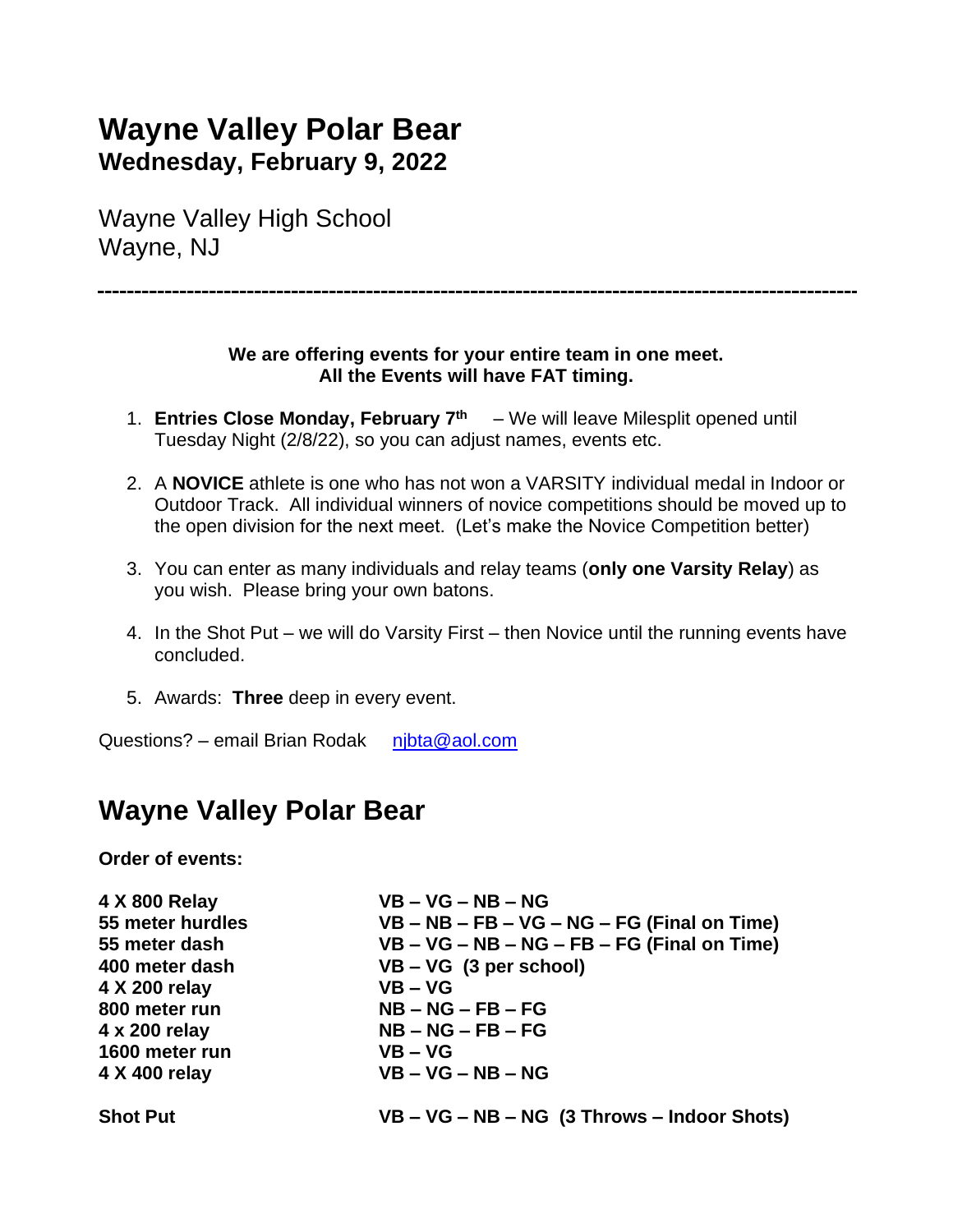# Wayne Valley Polar Bear

## Wednesday, February 9, 2022

Wayne Valley High School
Wayne, NJ

---

**We are offering events for your entire team in one meet.**
**All the Events will have FAT timing.**

1. **Entries Close Monday, February 7th** – We will leave Milesplit opened until Tuesday Night (2/8/22), so you can adjust names, events etc.
2. A **NOVICE** athlete is one who has not won a VARSITY individual medal in Indoor or Outdoor Track. All individual winners of novice competitions should be moved up to the open division for the next meet. (Let's make the Novice Competition better)
3. You can enter as many individuals and relay teams (**only one Varsity Relay**) as you wish. Please bring your own batons.
4. In the Shot Put – we will do Varsity First – then Novice until the running events have concluded.
5. Awards: **Three** deep in every event.

Questions? – email Brian Rodak njbta@aol.com

# Wayne Valley Polar Bear

**Order of events:**

| | |
|---|---|
| **4 X 800 Relay** | **VB – VG – NB – NG** |
| **55 meter hurdles** | **VB – NB – FB – VG – NG – FG (Final on Time)** |
| **55 meter dash** | **VB – VG – NB – NG – FB – FG (Final on Time)** |
| **400 meter dash** | **VB – VG (3 per school)** |
| **4 X 200 relay** | **VB – VG** |
| **800 meter run** | **NB – NG – FB – FG** |
| **4 x 200 relay** | **NB – NG – FB – FG** |
| **1600 meter run** | **VB – VG** |
| **4 X 400 relay** | **VB – VG – NB – NG** |
| **Shot Put** | **VB – VG – NB – NG (3 Throws – Indoor Shots)** |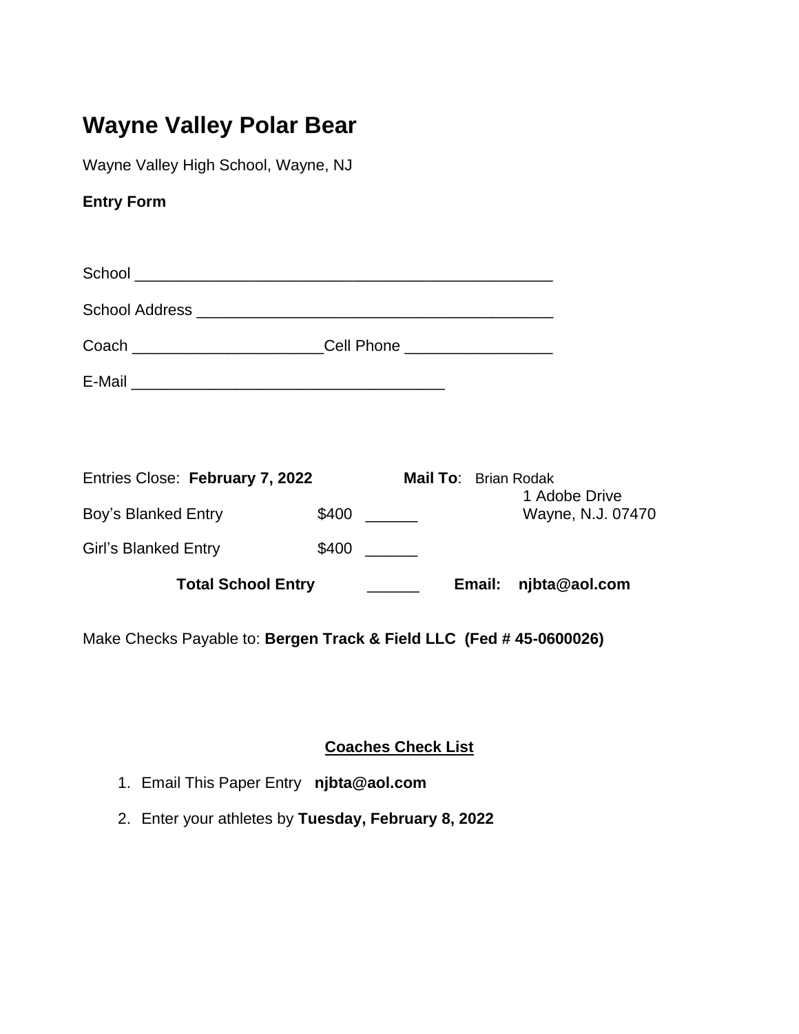# Wayne Valley Polar Bear

Wayne Valley High School, Wayne, NJ

**Entry Form**

School ________________________________________________

School Address __________________________________________

Coach _____________________Cell Phone ________________

E-Mail ____________________________________

Entries Close: **February 7, 2022**

**Mail To**: Brian Rodak
1 Adobe Drive
Wayne, N.J. 07470

| | | |
|---|---|---|
| Boy's Blanked Entry | $400 | ______ |
| Girl's Blanked Entry | $400 | ______ |
| **Total School Entry** | | ______ |

**Email: njbta@aol.com**

Make Checks Payable to: **Bergen Track & Field LLC (Fed # 45-0600026)**

**Coaches Check List**

1. Email This Paper Entry **njbta@aol.com**
2. Enter your athletes by **Tuesday, February 8, 2022**